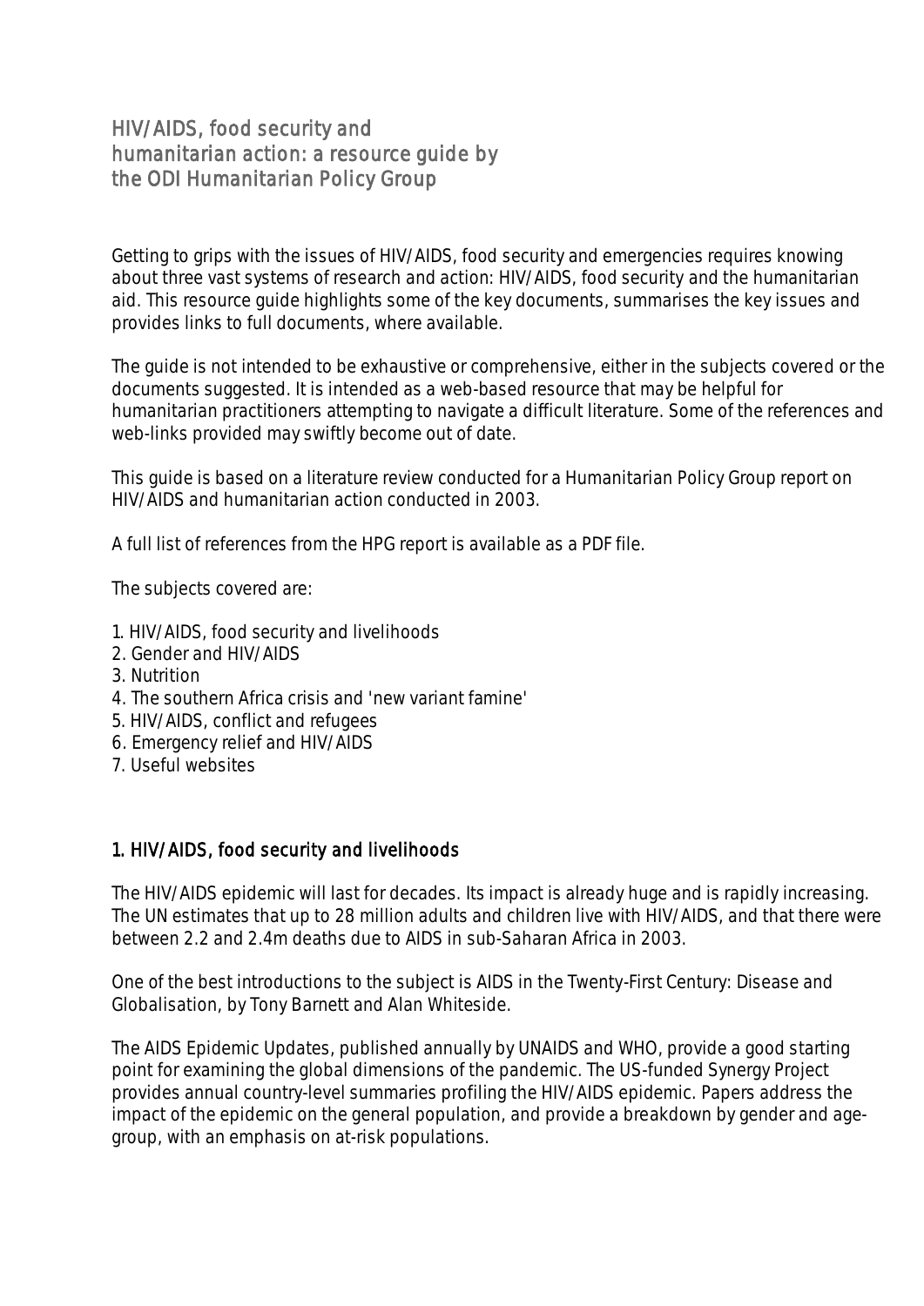# HIV/AIDS, food security and humanitarian action: a resource guide by the ODI Humanitarian Policy Group

Getting to grips with the issues of HIV/AIDS, food security and emergencies requires knowing about three vast systems of research and action: HIV/AIDS, food security and the humanitarian aid. This resource guide highlights some of the key documents, summarises the key issues and provides links to full documents, where available.

The guide is not intended to be exhaustive or comprehensive, either in the subjects covered or the documents suggested. It is intended as a web-based resource that may be helpful for humanitarian practitioners attempting to navigate a difficult literature. Some of the references and web-links provided may swiftly become out of date.

This guide is based on a literature review conducted for a Humanitarian Policy Group report on HIV/AIDS and humanitarian action conducted in 2003.

A full list of references from the HPG report is available as a PDF file.

The subjects covered are:

1. HIV/AIDS, food security and livelihoods
2. Gender and HIV/AIDS
3. Nutrition
4. The southern Africa crisis and 'new variant famine'
5. HIV/AIDS, conflict and refugees
6. Emergency relief and HIV/AIDS
7. Useful websites

## 1. HIV/AIDS, food security and livelihoods

The HIV/AIDS epidemic will last for decades. Its impact is already huge and is rapidly increasing. The UN estimates that up to 28 million adults and children live with HIV/AIDS, and that there were between 2.2 and 2.4m deaths due to AIDS in sub-Saharan Africa in 2003.

One of the best introductions to the subject is AIDS in the Twenty-First Century: Disease and Globalisation, by Tony Barnett and Alan Whiteside.

The AIDS Epidemic Updates, published annually by UNAIDS and WHO, provide a good starting point for examining the global dimensions of the pandemic. The US-funded Synergy Project provides annual country-level summaries profiling the HIV/AIDS epidemic. Papers address the impact of the epidemic on the general population, and provide a breakdown by gender and age-group, with an emphasis on at-risk populations.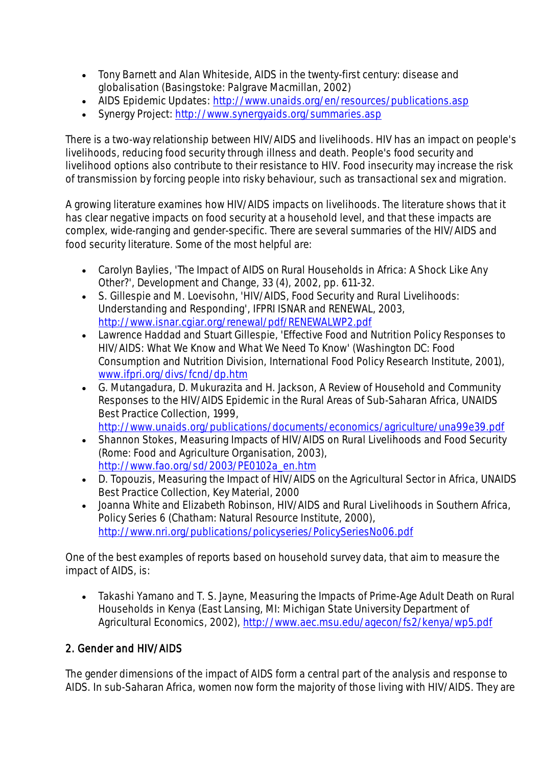- Tony Barnett and Alan Whiteside, AIDS in the twenty-first century: disease and globalisation (Basingstoke: Palgrave Macmillan, 2002)
- AIDS Epidemic Updates: http://www.unaids.org/en/resources/publications.asp
- Synergy Project: http://www.synergyaids.org/summaries.asp

There is a two-way relationship between HIV/AIDS and livelihoods. HIV has an impact on people's livelihoods, reducing food security through illness and death. People's food security and livelihood options also contribute to their resistance to HIV. Food insecurity may increase the risk of transmission by forcing people into risky behaviour, such as transactional sex and migration.

A growing literature examines how HIV/AIDS impacts on livelihoods. The literature shows that it has clear negative impacts on food security at a household level, and that these impacts are complex, wide-ranging and gender-specific. There are several summaries of the HIV/AIDS and food security literature. Some of the most helpful are:

- Carolyn Baylies, 'The Impact of AIDS on Rural Households in Africa: A Shock Like Any Other?', Development and Change, 33 (4), 2002, pp. 611-32.
- S. Gillespie and M. Loevisohn, 'HIV/AIDS, Food Security and Rural Livelihoods: Understanding and Responding', IFPRI ISNAR and RENEWAL, 2003, http://www.isnar.cgiar.org/renewal/pdf/RENEWALWP2.pdf
- Lawrence Haddad and Stuart Gillespie, 'Effective Food and Nutrition Policy Responses to HIV/AIDS: What We Know and What We Need To Know' (Washington DC: Food Consumption and Nutrition Division, International Food Policy Research Institute, 2001), www.ifpri.org/divs/fcnd/dp.htm
- G. Mutangadura, D. Mukurazita and H. Jackson, A Review of Household and Community Responses to the HIV/AIDS Epidemic in the Rural Areas of Sub-Saharan Africa, UNAIDS Best Practice Collection, 1999, http://www.unaids.org/publications/documents/economics/agriculture/una99e39.pdf
- Shannon Stokes, Measuring Impacts of HIV/AIDS on Rural Livelihoods and Food Security (Rome: Food and Agriculture Organisation, 2003), http://www.fao.org/sd/2003/PE0102a_en.htm
- D. Topouzis, Measuring the Impact of HIV/AIDS on the Agricultural Sector in Africa, UNAIDS Best Practice Collection, Key Material, 2000
- Joanna White and Elizabeth Robinson, HIV/AIDS and Rural Livelihoods in Southern Africa, Policy Series 6 (Chatham: Natural Resource Institute, 2000), http://www.nri.org/publications/policyseries/PolicySeriesNo06.pdf

One of the best examples of reports based on household survey data, that aim to measure the impact of AIDS, is:

- Takashi Yamano and T. S. Jayne, Measuring the Impacts of Prime-Age Adult Death on Rural Households in Kenya (East Lansing, MI: Michigan State University Department of Agricultural Economics, 2002), http://www.aec.msu.edu/agecon/fs2/kenya/wp5.pdf

## 2. Gender and HIV/AIDS

The gender dimensions of the impact of AIDS form a central part of the analysis and response to AIDS. In sub-Saharan Africa, women now form the majority of those living with HIV/AIDS. They are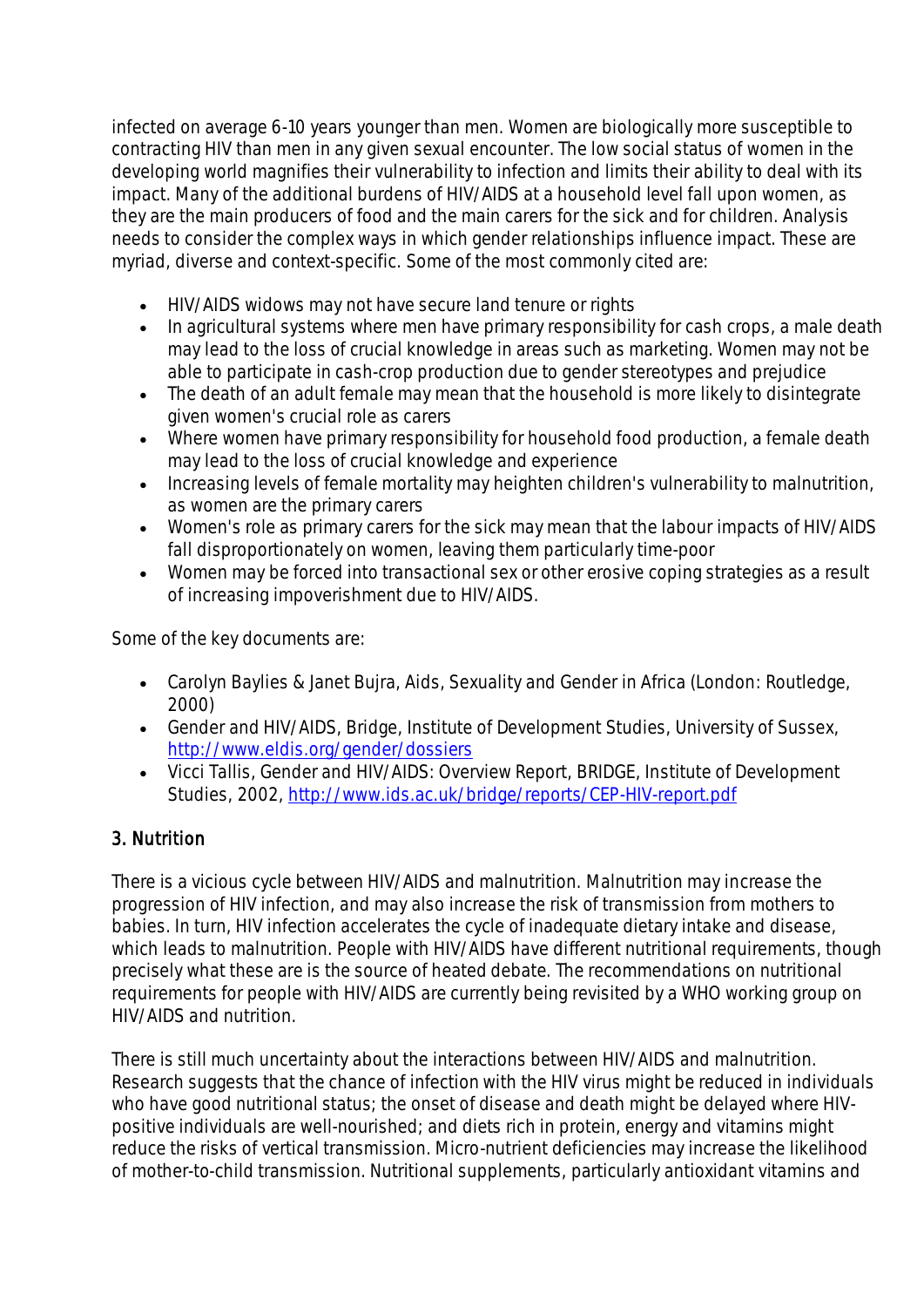infected on average 6-10 years younger than men. Women are biologically more susceptible to contracting HIV than men in any given sexual encounter. The low social status of women in the developing world magnifies their vulnerability to infection and limits their ability to deal with its impact. Many of the additional burdens of HIV/AIDS at a household level fall upon women, as they are the main producers of food and the main carers for the sick and for children. Analysis needs to consider the complex ways in which gender relationships influence impact. These are myriad, diverse and context-specific. Some of the most commonly cited are:

- HIV/AIDS widows may not have secure land tenure or rights
- In agricultural systems where men have primary responsibility for cash crops, a male death may lead to the loss of crucial knowledge in areas such as marketing. Women may not be able to participate in cash-crop production due to gender stereotypes and prejudice
- The death of an adult female may mean that the household is more likely to disintegrate given women's crucial role as carers
- Where women have primary responsibility for household food production, a female death may lead to the loss of crucial knowledge and experience
- Increasing levels of female mortality may heighten children's vulnerability to malnutrition, as women are the primary carers
- Women's role as primary carers for the sick may mean that the labour impacts of HIV/AIDS fall disproportionately on women, leaving them particularly time-poor
- Women may be forced into transactional sex or other erosive coping strategies as a result of increasing impoverishment due to HIV/AIDS.

Some of the key documents are:

- Carolyn Baylies & Janet Bujra, Aids, Sexuality and Gender in Africa (London: Routledge, 2000)
- Gender and HIV/AIDS, Bridge, Institute of Development Studies, University of Sussex, http://www.eldis.org/gender/dossiers
- Vicci Tallis, Gender and HIV/AIDS: Overview Report, BRIDGE, Institute of Development Studies, 2002, http://www.ids.ac.uk/bridge/reports/CEP-HIV-report.pdf

## 3. Nutrition

There is a vicious cycle between HIV/AIDS and malnutrition. Malnutrition may increase the progression of HIV infection, and may also increase the risk of transmission from mothers to babies. In turn, HIV infection accelerates the cycle of inadequate dietary intake and disease, which leads to malnutrition. People with HIV/AIDS have different nutritional requirements, though precisely what these are is the source of heated debate. The recommendations on nutritional requirements for people with HIV/AIDS are currently being revisited by a WHO working group on HIV/AIDS and nutrition.

There is still much uncertainty about the interactions between HIV/AIDS and malnutrition. Research suggests that the chance of infection with the HIV virus might be reduced in individuals who have good nutritional status; the onset of disease and death might be delayed where HIV-positive individuals are well-nourished; and diets rich in protein, energy and vitamins might reduce the risks of vertical transmission. Micro-nutrient deficiencies may increase the likelihood of mother-to-child transmission. Nutritional supplements, particularly antioxidant vitamins and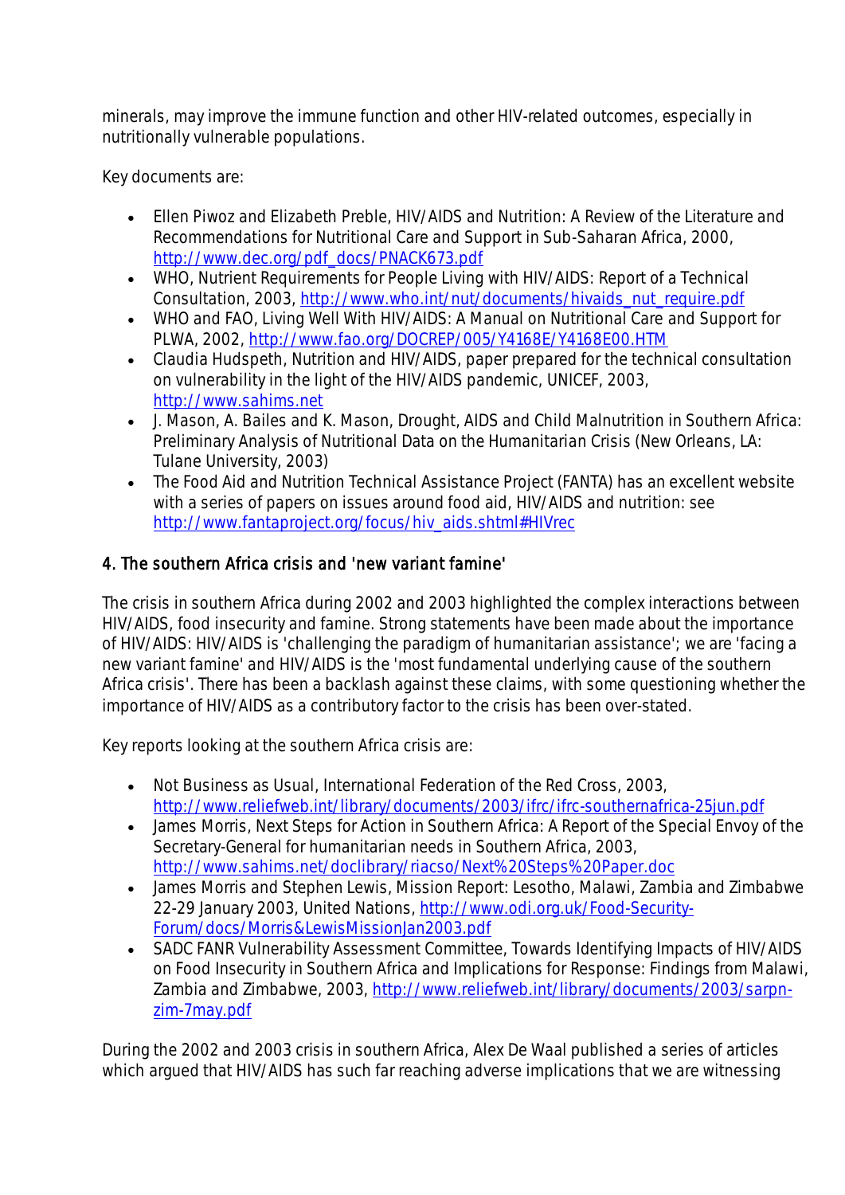minerals, may improve the immune function and other HIV-related outcomes, especially in nutritionally vulnerable populations.

Key documents are:

- Ellen Piwoz and Elizabeth Preble, HIV/AIDS and Nutrition: A Review of the Literature and Recommendations for Nutritional Care and Support in Sub-Saharan Africa, 2000, http://www.dec.org/pdf_docs/PNACK673.pdf
- WHO, Nutrient Requirements for People Living with HIV/AIDS: Report of a Technical Consultation, 2003, http://www.who.int/nut/documents/hivaids_nut_require.pdf
- WHO and FAO, Living Well With HIV/AIDS: A Manual on Nutritional Care and Support for PLWA, 2002, http://www.fao.org/DOCREP/005/Y4168E/Y4168E00.HTM
- Claudia Hudspeth, Nutrition and HIV/AIDS, paper prepared for the technical consultation on vulnerability in the light of the HIV/AIDS pandemic, UNICEF, 2003, http://www.sahims.net
- J. Mason, A. Bailes and K. Mason, Drought, AIDS and Child Malnutrition in Southern Africa: Preliminary Analysis of Nutritional Data on the Humanitarian Crisis (New Orleans, LA: Tulane University, 2003)
- The Food Aid and Nutrition Technical Assistance Project (FANTA) has an excellent website with a series of papers on issues around food aid, HIV/AIDS and nutrition: see http://www.fantaproject.org/focus/hiv_aids.shtml#HIVrec

## 4. The southern Africa crisis and 'new variant famine'

The crisis in southern Africa during 2002 and 2003 highlighted the complex interactions between HIV/AIDS, food insecurity and famine. Strong statements have been made about the importance of HIV/AIDS: HIV/AIDS is 'challenging the paradigm of humanitarian assistance'; we are 'facing a new variant famine' and HIV/AIDS is the 'most fundamental underlying cause of the southern Africa crisis'. There has been a backlash against these claims, with some questioning whether the importance of HIV/AIDS as a contributory factor to the crisis has been over-stated.

Key reports looking at the southern Africa crisis are:

- Not Business as Usual, International Federation of the Red Cross, 2003, http://www.reliefweb.int/library/documents/2003/ifrc/ifrc-southernafrica-25jun.pdf
- James Morris, Next Steps for Action in Southern Africa: A Report of the Special Envoy of the Secretary-General for humanitarian needs in Southern Africa, 2003, http://www.sahims.net/doclibrary/riacso/Next%20Steps%20Paper.doc
- James Morris and Stephen Lewis, Mission Report: Lesotho, Malawi, Zambia and Zimbabwe 22-29 January 2003, United Nations, http://www.odi.org.uk/Food-Security-Forum/docs/Morris&LewisMissionJan2003.pdf
- SADC FANR Vulnerability Assessment Committee, Towards Identifying Impacts of HIV/AIDS on Food Insecurity in Southern Africa and Implications for Response: Findings from Malawi, Zambia and Zimbabwe, 2003, http://www.reliefweb.int/library/documents/2003/sarpn-zim-7may.pdf

During the 2002 and 2003 crisis in southern Africa, Alex De Waal published a series of articles which argued that HIV/AIDS has such far reaching adverse implications that we are witnessing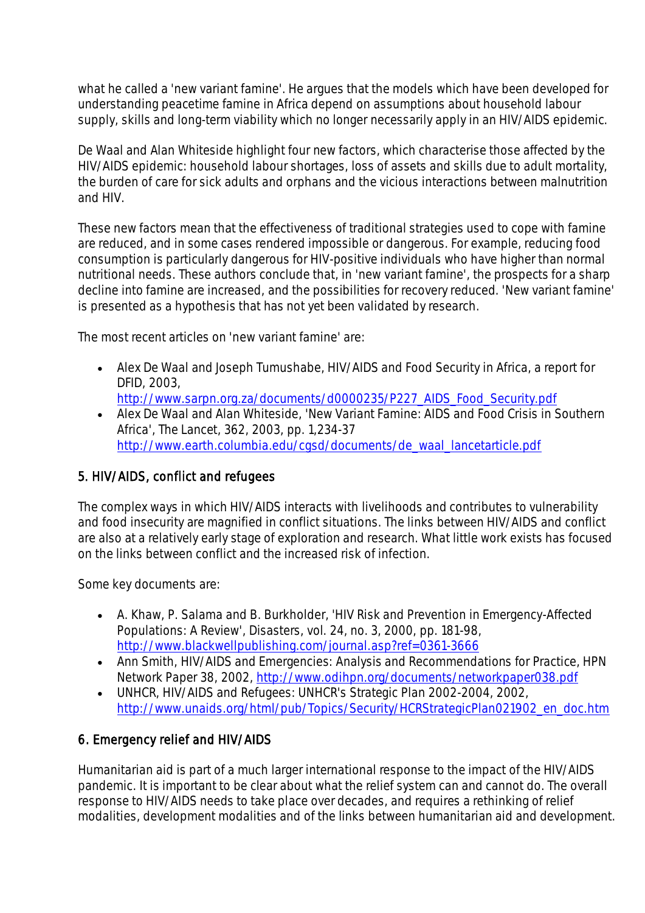what he called a 'new variant famine'. He argues that the models which have been developed for understanding peacetime famine in Africa depend on assumptions about household labour supply, skills and long-term viability which no longer necessarily apply in an HIV/AIDS epidemic.

De Waal and Alan Whiteside highlight four new factors, which characterise those affected by the HIV/AIDS epidemic: household labour shortages, loss of assets and skills due to adult mortality, the burden of care for sick adults and orphans and the vicious interactions between malnutrition and HIV.

These new factors mean that the effectiveness of traditional strategies used to cope with famine are reduced, and in some cases rendered impossible or dangerous. For example, reducing food consumption is particularly dangerous for HIV-positive individuals who have higher than normal nutritional needs. These authors conclude that, in 'new variant famine', the prospects for a sharp decline into famine are increased, and the possibilities for recovery reduced. 'New variant famine' is presented as a hypothesis that has not yet been validated by research.

The most recent articles on 'new variant famine' are:

- Alex De Waal and Joseph Tumushabe, HIV/AIDS and Food Security in Africa, a report for DFID, 2003, http://www.sarpn.org.za/documents/d0000235/P227_AIDS_Food_Security.pdf
- Alex De Waal and Alan Whiteside, 'New Variant Famine: AIDS and Food Crisis in Southern Africa', The Lancet, 362, 2003, pp. 1,234-37 http://www.earth.columbia.edu/cgsd/documents/de_waal_lancetarticle.pdf

## 5. HIV/AIDS, conflict and refugees

The complex ways in which HIV/AIDS interacts with livelihoods and contributes to vulnerability and food insecurity are magnified in conflict situations. The links between HIV/AIDS and conflict are also at a relatively early stage of exploration and research. What little work exists has focused on the links between conflict and the increased risk of infection.

Some key documents are:

- A. Khaw, P. Salama and B. Burkholder, 'HIV Risk and Prevention in Emergency-Affected Populations: A Review', Disasters, vol. 24, no. 3, 2000, pp. 181-98, http://www.blackwellpublishing.com/journal.asp?ref=0361-3666
- Ann Smith, HIV/AIDS and Emergencies: Analysis and Recommendations for Practice, HPN Network Paper 38, 2002, http://www.odihpn.org/documents/networkpaper038.pdf
- UNHCR, HIV/AIDS and Refugees: UNHCR's Strategic Plan 2002-2004, 2002, http://www.unaids.org/html/pub/Topics/Security/HCRStrategicPlan021902_en_doc.htm

## 6. Emergency relief and HIV/AIDS

Humanitarian aid is part of a much larger international response to the impact of the HIV/AIDS pandemic. It is important to be clear about what the relief system can and cannot do. The overall response to HIV/AIDS needs to take place over decades, and requires a rethinking of relief modalities, development modalities and of the links between humanitarian aid and development.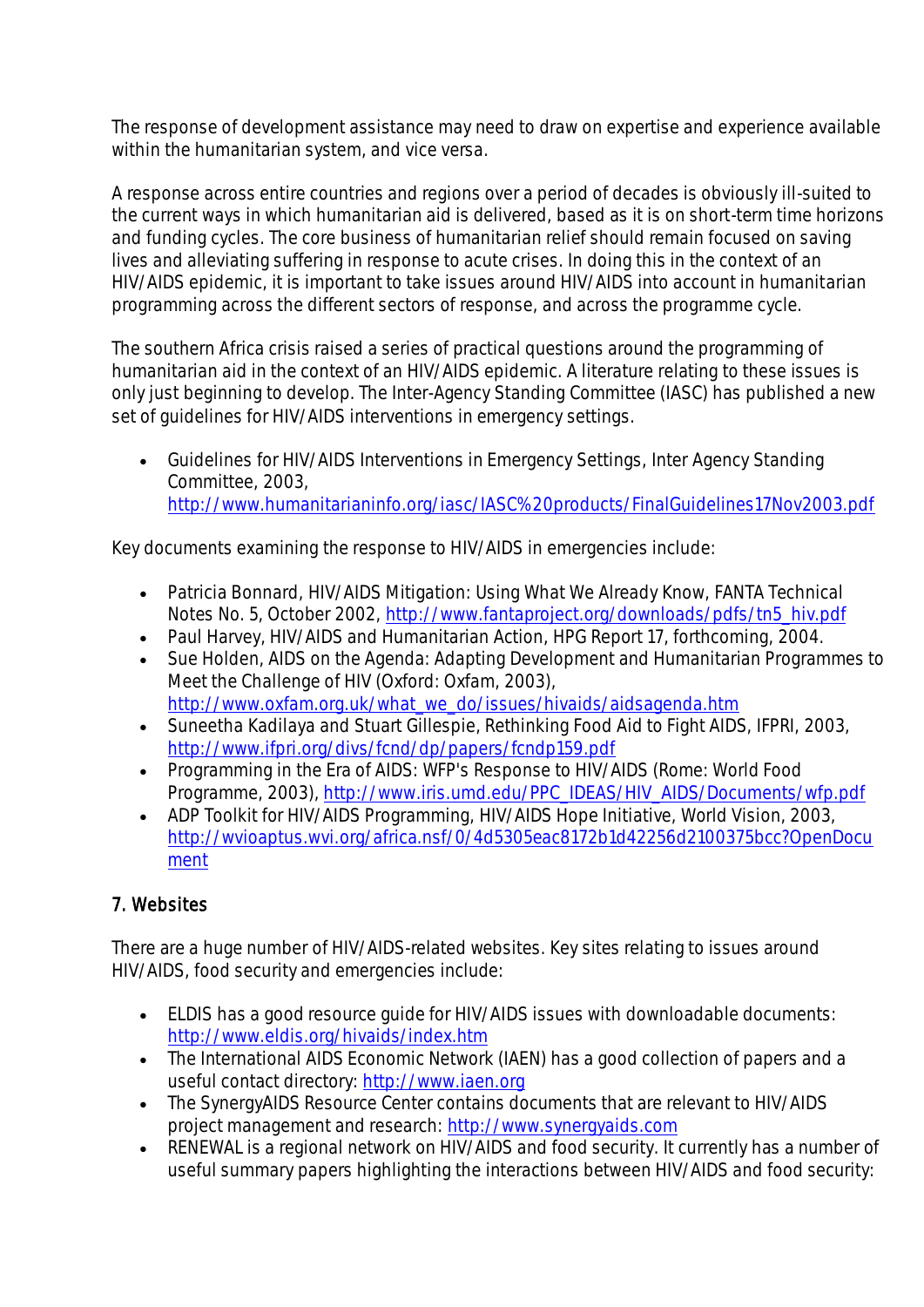The response of development assistance may need to draw on expertise and experience available within the humanitarian system, and vice versa.

A response across entire countries and regions over a period of decades is obviously ill-suited to the current ways in which humanitarian aid is delivered, based as it is on short-term time horizons and funding cycles. The core business of humanitarian relief should remain focused on saving lives and alleviating suffering in response to acute crises. In doing this in the context of an HIV/AIDS epidemic, it is important to take issues around HIV/AIDS into account in humanitarian programming across the different sectors of response, and across the programme cycle.

The southern Africa crisis raised a series of practical questions around the programming of humanitarian aid in the context of an HIV/AIDS epidemic. A literature relating to these issues is only just beginning to develop. The Inter-Agency Standing Committee (IASC) has published a new set of guidelines for HIV/AIDS interventions in emergency settings.

- Guidelines for HIV/AIDS Interventions in Emergency Settings, Inter Agency Standing Committee, 2003, http://www.humanitarianinfo.org/iasc/IASC%20products/FinalGuidelines17Nov2003.pdf

Key documents examining the response to HIV/AIDS in emergencies include:

- Patricia Bonnard, HIV/AIDS Mitigation: Using What We Already Know, FANTA Technical Notes No. 5, October 2002, http://www.fantaproject.org/downloads/pdfs/tn5_hiv.pdf
- Paul Harvey, HIV/AIDS and Humanitarian Action, HPG Report 17, forthcoming, 2004.
- Sue Holden, AIDS on the Agenda: Adapting Development and Humanitarian Programmes to Meet the Challenge of HIV (Oxford: Oxfam, 2003), http://www.oxfam.org.uk/what_we_do/issues/hivaids/aidsagenda.htm
- Suneetha Kadilaya and Stuart Gillespie, Rethinking Food Aid to Fight AIDS, IFPRI, 2003, http://www.ifpri.org/divs/fcnd/dp/papers/fcndp159.pdf
- Programming in the Era of AIDS: WFP's Response to HIV/AIDS (Rome: World Food Programme, 2003), http://www.iris.umd.edu/PPC_IDEAS/HIV_AIDS/Documents/wfp.pdf
- ADP Toolkit for HIV/AIDS Programming, HIV/AIDS Hope Initiative, World Vision, 2003, http://wvioaptus.wvi.org/africa.nsf/0/4d5305eac8172b1d42256d2100375bcc?OpenDocument

## 7. Websites

There are a huge number of HIV/AIDS-related websites. Key sites relating to issues around HIV/AIDS, food security and emergencies include:

- ELDIS has a good resource guide for HIV/AIDS issues with downloadable documents: http://www.eldis.org/hivaids/index.htm
- The International AIDS Economic Network (IAEN) has a good collection of papers and a useful contact directory: http://www.iaen.org
- The SynergyAIDS Resource Center contains documents that are relevant to HIV/AIDS project management and research: http://www.synergyaids.com
- RENEWAL is a regional network on HIV/AIDS and food security. It currently has a number of useful summary papers highlighting the interactions between HIV/AIDS and food security: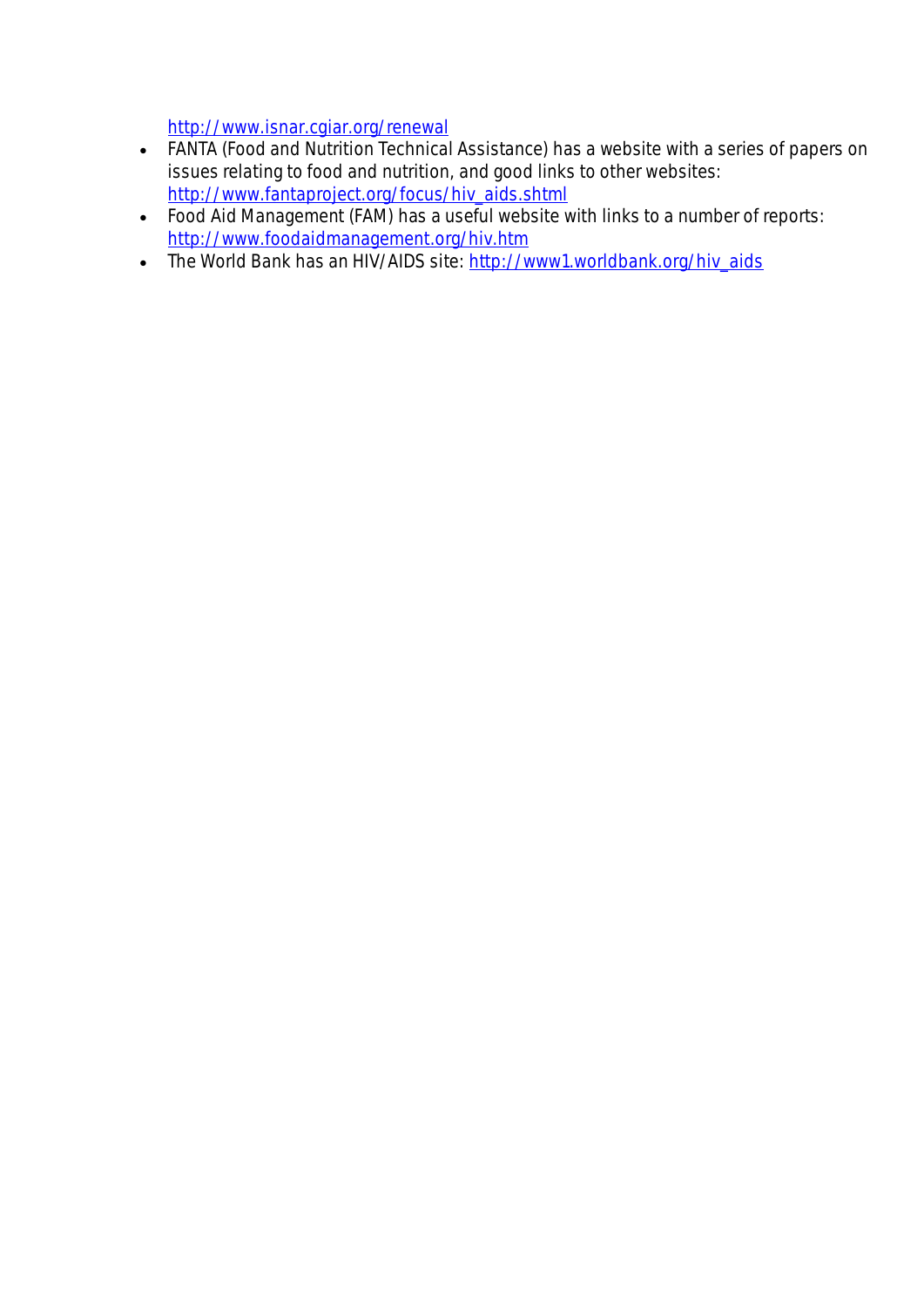http://www.isnar.cgiar.org/renewal

- FANTA (Food and Nutrition Technical Assistance) has a website with a series of papers on issues relating to food and nutrition, and good links to other websites: http://www.fantaproject.org/focus/hiv_aids.shtml
- Food Aid Management (FAM) has a useful website with links to a number of reports: http://www.foodaidmanagement.org/hiv.htm
- The World Bank has an HIV/AIDS site: http://www1.worldbank.org/hiv_aids